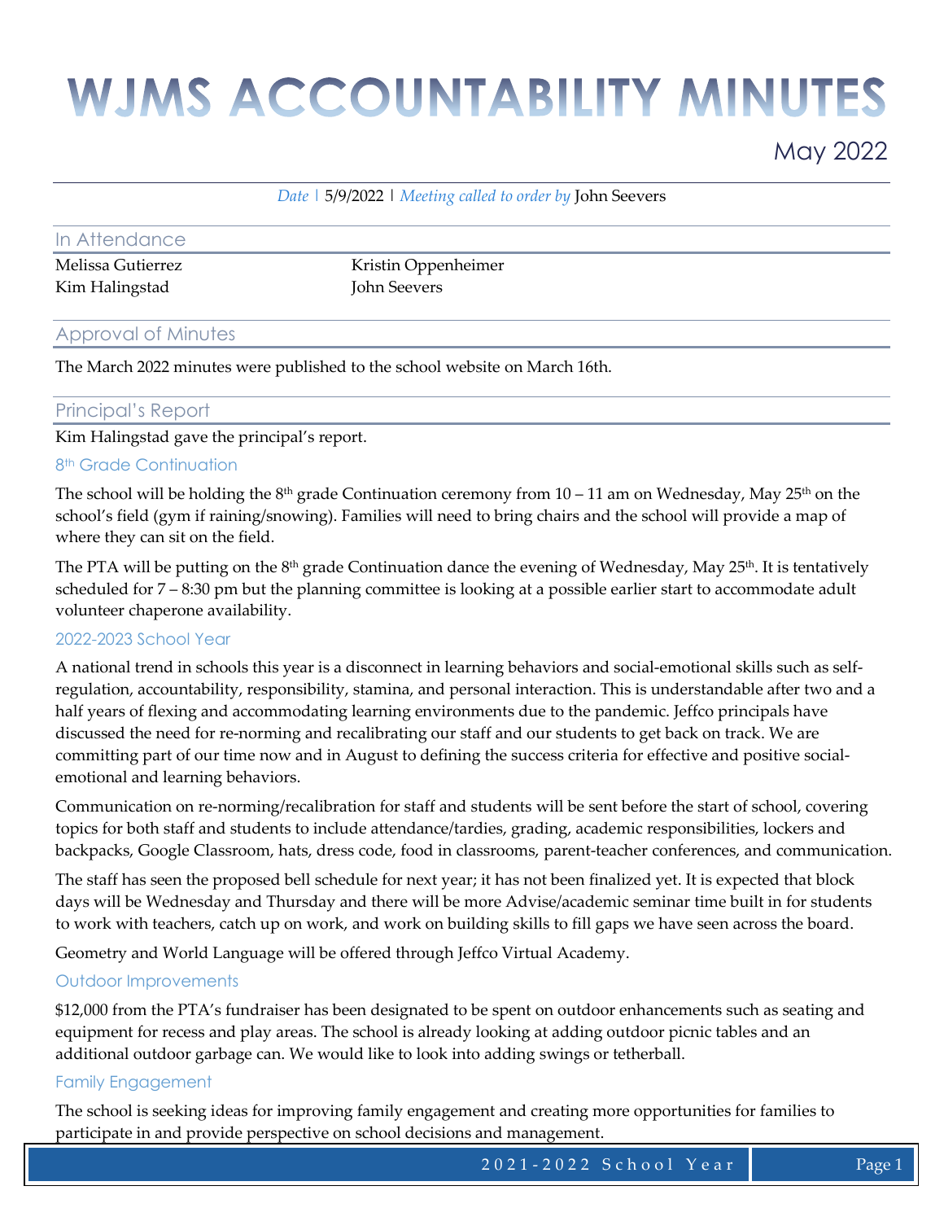# WJMS ACCOUNTABILITY MINUTES

May 2022

*Date* | 5/9/2022 | *Meeting called to order by* John Seevers

## In Attendance

| | |
|---|---|
| Melissa Gutierrez | Kristin Oppenheimer |
| Kim Halingstad | John Seevers |

## Approval of Minutes

The March 2022 minutes were published to the school website on March 16th.

## Principal's Report

Kim Halingstad gave the principal's report.

### 8th Grade Continuation

The school will be holding the 8th grade Continuation ceremony from 10 – 11 am on Wednesday, May 25th on the school's field (gym if raining/snowing). Families will need to bring chairs and the school will provide a map of where they can sit on the field.

The PTA will be putting on the 8th grade Continuation dance the evening of Wednesday, May 25th. It is tentatively scheduled for 7 – 8:30 pm but the planning committee is looking at a possible earlier start to accommodate adult volunteer chaperone availability.

### 2022-2023 School Year

A national trend in schools this year is a disconnect in learning behaviors and social-emotional skills such as self-regulation, accountability, responsibility, stamina, and personal interaction. This is understandable after two and a half years of flexing and accommodating learning environments due to the pandemic. Jeffco principals have discussed the need for re-norming and recalibrating our staff and our students to get back on track. We are committing part of our time now and in August to defining the success criteria for effective and positive social-emotional and learning behaviors.

Communication on re-norming/recalibration for staff and students will be sent before the start of school, covering topics for both staff and students to include attendance/tardies, grading, academic responsibilities, lockers and backpacks, Google Classroom, hats, dress code, food in classrooms, parent-teacher conferences, and communication.

The staff has seen the proposed bell schedule for next year; it has not been finalized yet. It is expected that block days will be Wednesday and Thursday and there will be more Advise/academic seminar time built in for students to work with teachers, catch up on work, and work on building skills to fill gaps we have seen across the board.

Geometry and World Language will be offered through Jeffco Virtual Academy.

### Outdoor Improvements

$12,000 from the PTA's fundraiser has been designated to be spent on outdoor enhancements such as seating and equipment for recess and play areas. The school is already looking at adding outdoor picnic tables and an additional outdoor garbage can. We would like to look into adding swings or tetherball.

### Family Engagement

The school is seeking ideas for improving family engagement and creating more opportunities for families to participate in and provide perspective on school decisions and management.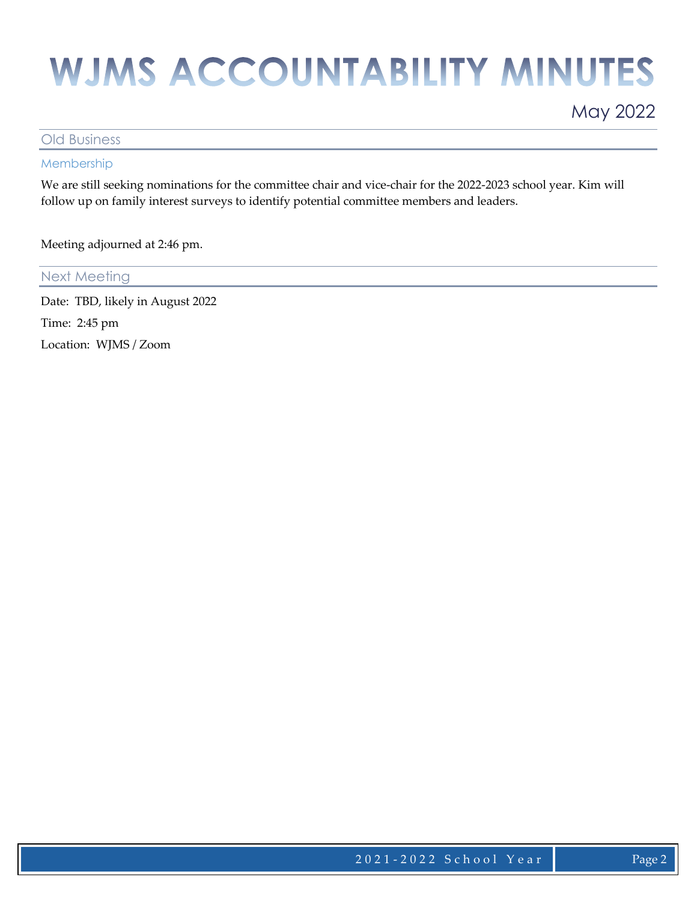# WJMS ACCOUNTABILITY MINUTES

May 2022

## Old Business

### Membership

We are still seeking nominations for the committee chair and vice-chair for the 2022-2023 school year. Kim will follow up on family interest surveys to identify potential committee members and leaders.

Meeting adjourned at 2:46 pm.

## Next Meeting

Date: TBD, likely in August 2022

Time: 2:45 pm

Location: WJMS / Zoom